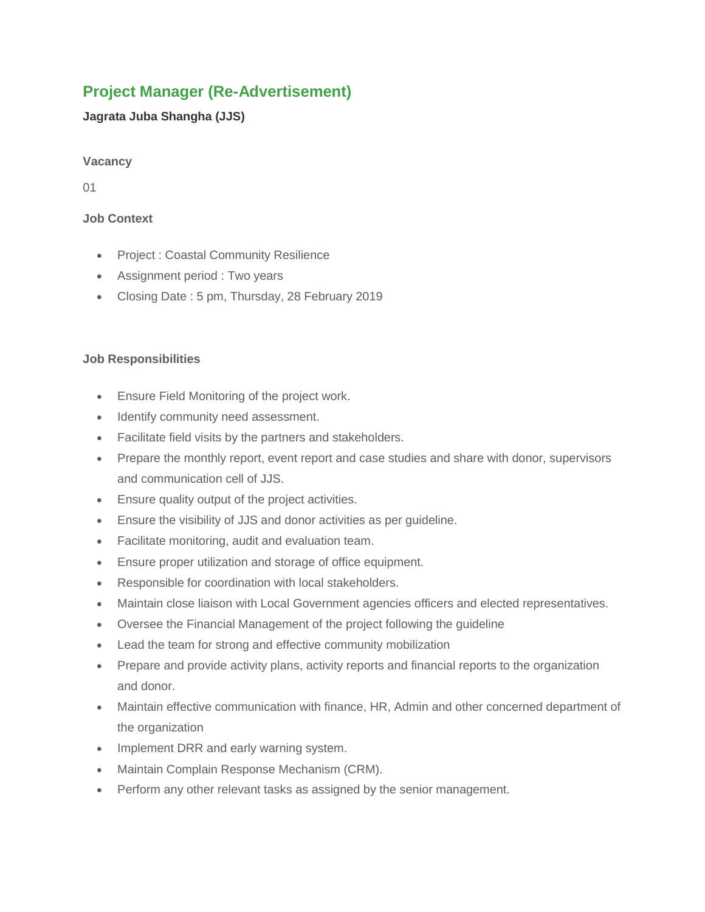# Project Manager (Re-Advertisement)

**Jagrata Juba Shangha (JJS)**

### Vacancy

01

### Job Context

- Project : Coastal Community Resilience
- Assignment period : Two years
- Closing Date : 5 pm, Thursday, 28 February 2019

### Job Responsibilities

- Ensure Field Monitoring of the project work.
- Identify community need assessment.
- Facilitate field visits by the partners and stakeholders.
- Prepare the monthly report, event report and case studies and share with donor, supervisors and communication cell of JJS.
- Ensure quality output of the project activities.
- Ensure the visibility of JJS and donor activities as per guideline.
- Facilitate monitoring, audit and evaluation team.
- Ensure proper utilization and storage of office equipment.
- Responsible for coordination with local stakeholders.
- Maintain close liaison with Local Government agencies officers and elected representatives.
- Oversee the Financial Management of the project following the guideline
- Lead the team for strong and effective community mobilization
- Prepare and provide activity plans, activity reports and financial reports to the organization and donor.
- Maintain effective communication with finance, HR, Admin and other concerned department of the organization
- Implement DRR and early warning system.
- Maintain Complain Response Mechanism (CRM).
- Perform any other relevant tasks as assigned by the senior management.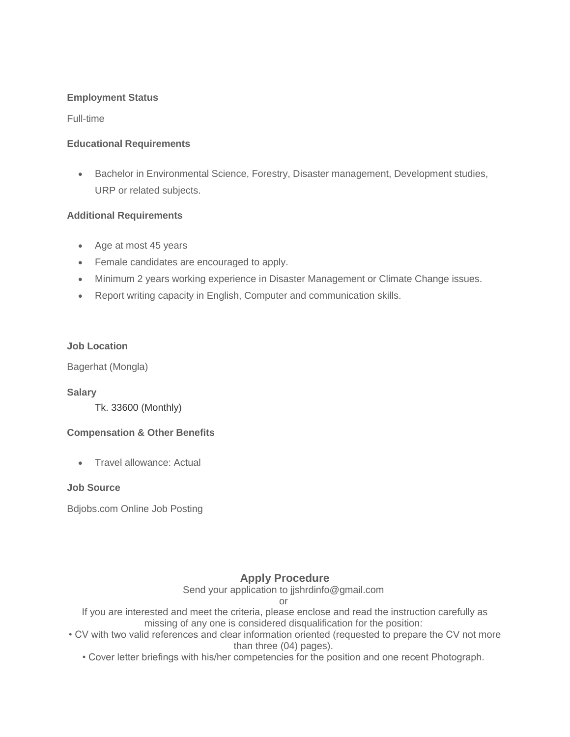**Employment Status**

Full-time

**Educational Requirements**

- Bachelor in Environmental Science, Forestry, Disaster management, Development studies, URP or related subjects.

**Additional Requirements**

- Age at most 45 years
- Female candidates are encouraged to apply.
- Minimum 2 years working experience in Disaster Management or Climate Change issues.
- Report writing capacity in English, Computer and communication skills.

**Job Location**

Bagerhat (Mongla)

**Salary**

Tk. 33600 (Monthly)

**Compensation & Other Benefits**

- Travel allowance: Actual

**Job Source**

Bdjobs.com Online Job Posting

## Apply Procedure

Send your application to jjshrdinfo@gmail.com

or

If you are interested and meet the criteria, please enclose and read the instruction carefully as missing of any one is considered disqualification for the position:

• CV with two valid references and clear information oriented (requested to prepare the CV not more than three (04) pages).

• Cover letter briefings with his/her competencies for the position and one recent Photograph.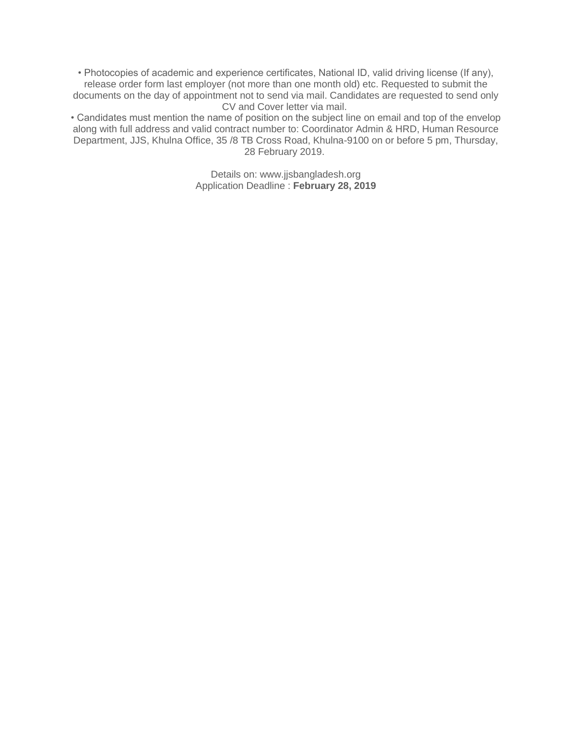• Photocopies of academic and experience certificates, National ID, valid driving license (If any), release order form last employer (not more than one month old) etc. Requested to submit the documents on the day of appointment not to send via mail. Candidates are requested to send only CV and Cover letter via mail.

• Candidates must mention the name of position on the subject line on email and top of the envelop along with full address and valid contract number to: Coordinator Admin & HRD, Human Resource Department, JJS, Khulna Office, 35 /8 TB Cross Road, Khulna-9100 on or before 5 pm, Thursday, 28 February 2019.

Details on: www.jjsbangladesh.org

Application Deadline : **February 28, 2019**